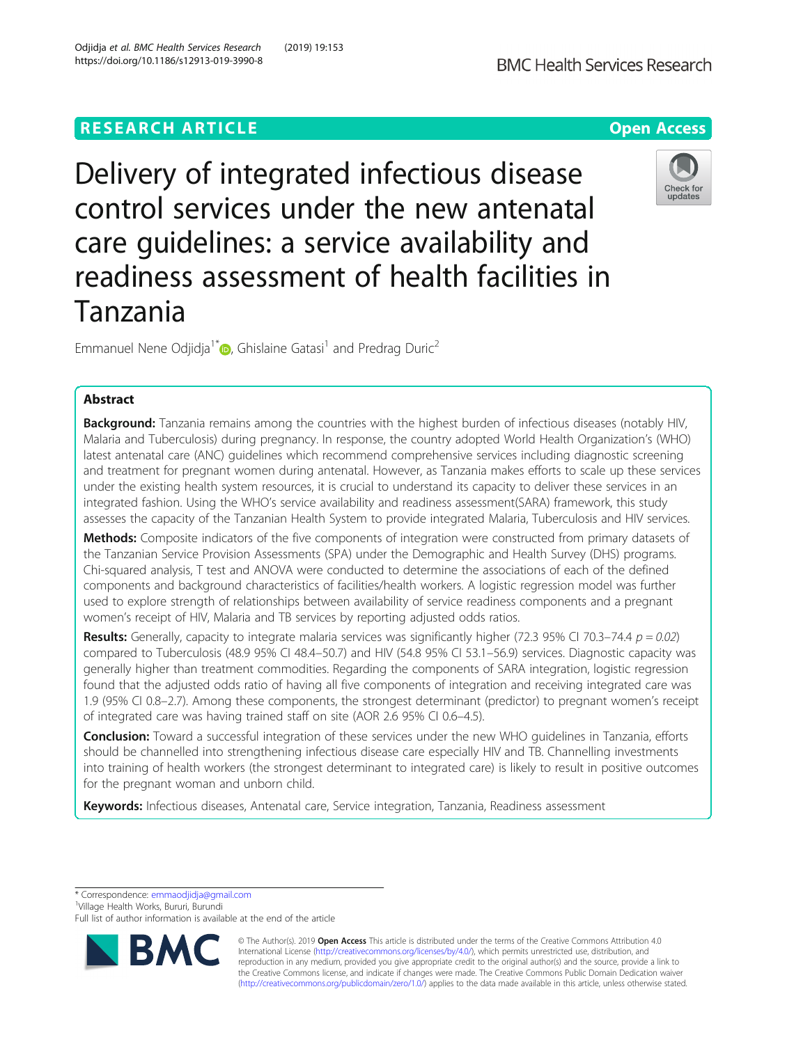RESEARCH ARTICLE

Open Access

# Delivery of integrated infectious disease control services under the new antenatal care guidelines: a service availability and readiness assessment of health facilities in Tanzania

Emmanuel Nene Odjidja[1*], Ghislaine Gatasi[1] and Predrag Duric[2]

## Abstract

**Background:** Tanzania remains among the countries with the highest burden of infectious diseases (notably HIV, Malaria and Tuberculosis) during pregnancy. In response, the country adopted World Health Organization's (WHO) latest antenatal care (ANC) guidelines which recommend comprehensive services including diagnostic screening and treatment for pregnant women during antenatal. However, as Tanzania makes efforts to scale up these services under the existing health system resources, it is crucial to understand its capacity to deliver these services in an integrated fashion. Using the WHO's service availability and readiness assessment(SARA) framework, this study assesses the capacity of the Tanzanian Health System to provide integrated Malaria, Tuberculosis and HIV services.

**Methods:** Composite indicators of the five components of integration were constructed from primary datasets of the Tanzanian Service Provision Assessments (SPA) under the Demographic and Health Survey (DHS) programs. Chi-squared analysis, T test and ANOVA were conducted to determine the associations of each of the defined components and background characteristics of facilities/health workers. A logistic regression model was further used to explore strength of relationships between availability of service readiness components and a pregnant women's receipt of HIV, Malaria and TB services by reporting adjusted odds ratios.

**Results:** Generally, capacity to integrate malaria services was significantly higher (72.3 95% CI 70.3–74.4 $p = 0.02$) compared to Tuberculosis (48.9 95% CI 48.4–50.7) and HIV (54.8 95% CI 53.1–56.9) services. Diagnostic capacity was generally higher than treatment commodities. Regarding the components of SARA integration, logistic regression found that the adjusted odds ratio of having all five components of integration and receiving integrated care was 1.9 (95% CI 0.8–2.7). Among these components, the strongest determinant (predictor) to pregnant women's receipt of integrated care was having trained staff on site (AOR 2.6 95% CI 0.6–4.5).

**Conclusion:** Toward a successful integration of these services under the new WHO guidelines in Tanzania, efforts should be channelled into strengthening infectious disease care especially HIV and TB. Channelling investments into training of health workers (the strongest determinant to integrated care) is likely to result in positive outcomes for the pregnant woman and unborn child.

**Keywords:** Infectious diseases, Antenatal care, Service integration, Tanzania, Readiness assessment

---

* Correspondence: emmaodjidja@gmail.com
[1]Village Health Works, Bururi, Burundi
Full list of author information is available at the end of the article

© The Author(s). 2019 **Open Access** This article is distributed under the terms of the Creative Commons Attribution 4.0 International License (http://creativecommons.org/licenses/by/4.0/), which permits unrestricted use, distribution, and reproduction in any medium, provided you give appropriate credit to the original author(s) and the source, provide a link to the Creative Commons license, and indicate if changes were made. The Creative Commons Public Domain Dedication waiver (http://creativecommons.org/publicdomain/zero/1.0/) applies to the data made available in this article, unless otherwise stated.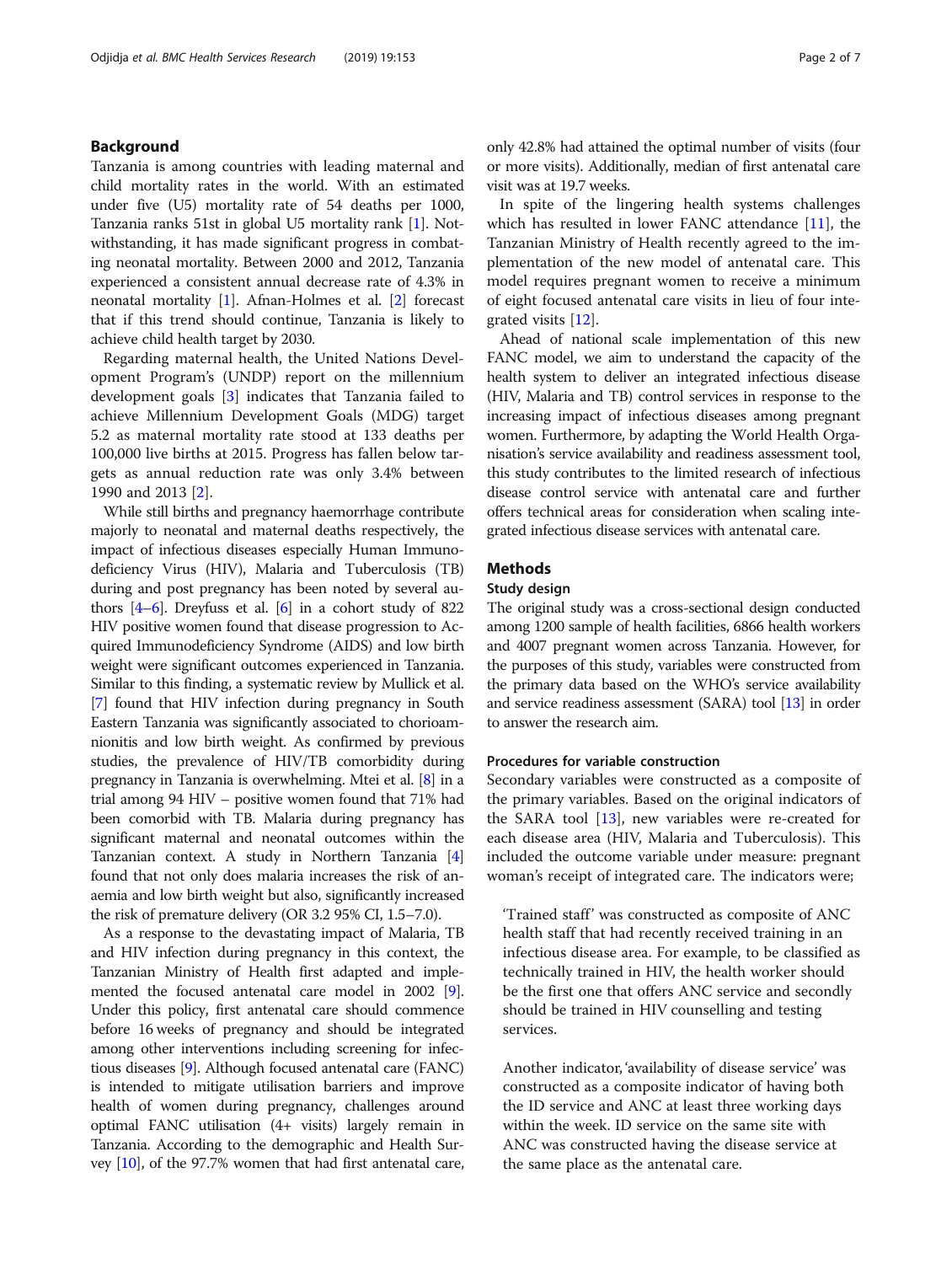## Background

Tanzania is among countries with leading maternal and child mortality rates in the world. With an estimated under five (U5) mortality rate of 54 deaths per 1000, Tanzania ranks 51st in global U5 mortality rank [1]. Notwithstanding, it has made significant progress in combating neonatal mortality. Between 2000 and 2012, Tanzania experienced a consistent annual decrease rate of 4.3% in neonatal mortality [1]. Afnan-Holmes et al. [2] forecast that if this trend should continue, Tanzania is likely to achieve child health target by 2030.

Regarding maternal health, the United Nations Development Program's (UNDP) report on the millennium development goals [3] indicates that Tanzania failed to achieve Millennium Development Goals (MDG) target 5.2 as maternal mortality rate stood at 133 deaths per 100,000 live births at 2015. Progress has fallen below targets as annual reduction rate was only 3.4% between 1990 and 2013 [2].

While still births and pregnancy haemorrhage contribute majorly to neonatal and maternal deaths respectively, the impact of infectious diseases especially Human Immunodeficiency Virus (HIV), Malaria and Tuberculosis (TB) during and post pregnancy has been noted by several authors [4–6]. Dreyfuss et al. [6] in a cohort study of 822 HIV positive women found that disease progression to Acquired Immunodeficiency Syndrome (AIDS) and low birth weight were significant outcomes experienced in Tanzania. Similar to this finding, a systematic review by Mullick et al. [7] found that HIV infection during pregnancy in South Eastern Tanzania was significantly associated to chorioamnionitis and low birth weight. As confirmed by previous studies, the prevalence of HIV/TB comorbidity during pregnancy in Tanzania is overwhelming. Mtei et al. [8] in a trial among 94 HIV – positive women found that 71% had been comorbid with TB. Malaria during pregnancy has significant maternal and neonatal outcomes within the Tanzanian context. A study in Northern Tanzania [4] found that not only does malaria increases the risk of anaemia and low birth weight but also, significantly increased the risk of premature delivery (OR 3.2 95% CI, 1.5–7.0).

As a response to the devastating impact of Malaria, TB and HIV infection during pregnancy in this context, the Tanzanian Ministry of Health first adapted and implemented the focused antenatal care model in 2002 [9]. Under this policy, first antenatal care should commence before 16 weeks of pregnancy and should be integrated among other interventions including screening for infectious diseases [9]. Although focused antenatal care (FANC) is intended to mitigate utilisation barriers and improve health of women during pregnancy, challenges around optimal FANC utilisation (4+ visits) largely remain in Tanzania. According to the demographic and Health Survey [10], of the 97.7% women that had first antenatal care, only 42.8% had attained the optimal number of visits (four or more visits). Additionally, median of first antenatal care visit was at 19.7 weeks.

In spite of the lingering health systems challenges which has resulted in lower FANC attendance [11], the Tanzanian Ministry of Health recently agreed to the implementation of the new model of antenatal care. This model requires pregnant women to receive a minimum of eight focused antenatal care visits in lieu of four integrated visits [12].

Ahead of national scale implementation of this new FANC model, we aim to understand the capacity of the health system to deliver an integrated infectious disease (HIV, Malaria and TB) control services in response to the increasing impact of infectious diseases among pregnant women. Furthermore, by adapting the World Health Organisation's service availability and readiness assessment tool, this study contributes to the limited research of infectious disease control service with antenatal care and further offers technical areas for consideration when scaling integrated infectious disease services with antenatal care.

## Methods

### Study design

The original study was a cross-sectional design conducted among 1200 sample of health facilities, 6866 health workers and 4007 pregnant women across Tanzania. However, for the purposes of this study, variables were constructed from the primary data based on the WHO's service availability and service readiness assessment (SARA) tool [13] in order to answer the research aim.

### Procedures for variable construction

Secondary variables were constructed as a composite of the primary variables. Based on the original indicators of the SARA tool [13], new variables were re-created for each disease area (HIV, Malaria and Tuberculosis). This included the outcome variable under measure: pregnant woman's receipt of integrated care. The indicators were;

> 'Trained staff' was constructed as composite of ANC health staff that had recently received training in an infectious disease area. For example, to be classified as technically trained in HIV, the health worker should be the first one that offers ANC service and secondly should be trained in HIV counselling and testing services.
>
> Another indicator, 'availability of disease service' was constructed as a composite indicator of having both the ID service and ANC at least three working days within the week. ID service on the same site with ANC was constructed having the disease service at the same place as the antenatal care.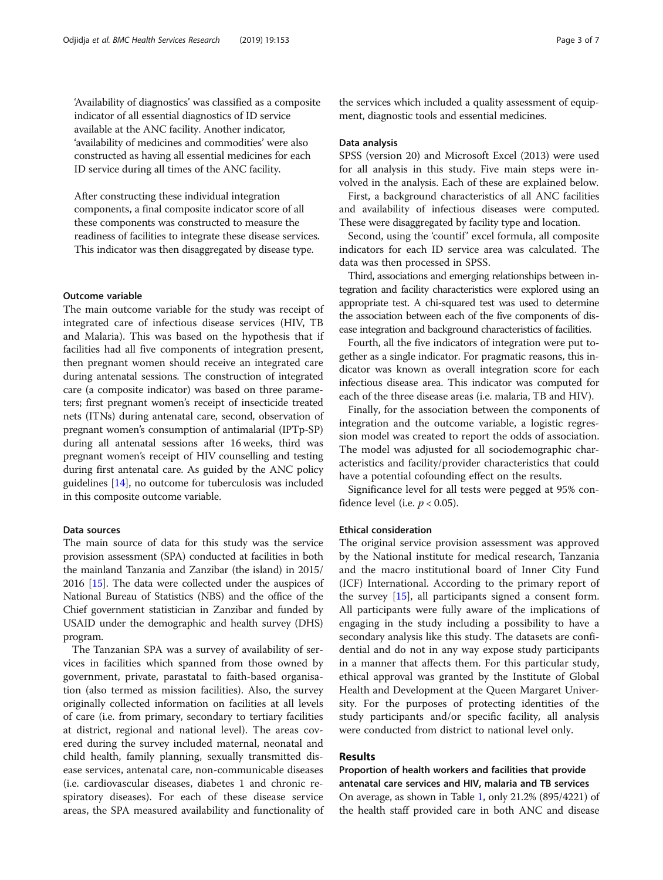'Availability of diagnostics' was classified as a composite indicator of all essential diagnostics of ID service available at the ANC facility. Another indicator, 'availability of medicines and commodities' were also constructed as having all essential medicines for each ID service during all times of the ANC facility.

After constructing these individual integration components, a final composite indicator score of all these components was constructed to measure the readiness of facilities to integrate these disease services. This indicator was then disaggregated by disease type.

### Outcome variable

The main outcome variable for the study was receipt of integrated care of infectious disease services (HIV, TB and Malaria). This was based on the hypothesis that if facilities had all five components of integration present, then pregnant women should receive an integrated care during antenatal sessions. The construction of integrated care (a composite indicator) was based on three parameters; first pregnant women's receipt of insecticide treated nets (ITNs) during antenatal care, second, observation of pregnant women's consumption of antimalarial (IPTp-SP) during all antenatal sessions after 16 weeks, third was pregnant women's receipt of HIV counselling and testing during first antenatal care. As guided by the ANC policy guidelines [14], no outcome for tuberculosis was included in this composite outcome variable.

### Data sources

The main source of data for this study was the service provision assessment (SPA) conducted at facilities in both the mainland Tanzania and Zanzibar (the island) in 2015/2016 [15]. The data were collected under the auspices of National Bureau of Statistics (NBS) and the office of the Chief government statistician in Zanzibar and funded by USAID under the demographic and health survey (DHS) program.

The Tanzanian SPA was a survey of availability of services in facilities which spanned from those owned by government, private, parastatal to faith-based organisation (also termed as mission facilities). Also, the survey originally collected information on facilities at all levels of care (i.e. from primary, secondary to tertiary facilities at district, regional and national level). The areas covered during the survey included maternal, neonatal and child health, family planning, sexually transmitted disease services, antenatal care, non-communicable diseases (i.e. cardiovascular diseases, diabetes 1 and chronic respiratory diseases). For each of these disease service areas, the SPA measured availability and functionality of the services which included a quality assessment of equipment, diagnostic tools and essential medicines.

### Data analysis

SPSS (version 20) and Microsoft Excel (2013) were used for all analysis in this study. Five main steps were involved in the analysis. Each of these are explained below.

First, a background characteristics of all ANC facilities and availability of infectious diseases were computed. These were disaggregated by facility type and location.

Second, using the 'countif' excel formula, all composite indicators for each ID service area was calculated. The data was then processed in SPSS.

Third, associations and emerging relationships between integration and facility characteristics were explored using an appropriate test. A chi-squared test was used to determine the association between each of the five components of disease integration and background characteristics of facilities.

Fourth, all the five indicators of integration were put together as a single indicator. For pragmatic reasons, this indicator was known as overall integration score for each infectious disease area. This indicator was computed for each of the three disease areas (i.e. malaria, TB and HIV).

Finally, for the association between the components of integration and the outcome variable, a logistic regression model was created to report the odds of association. The model was adjusted for all sociodemographic characteristics and facility/provider characteristics that could have a potential cofounding effect on the results.

Significance level for all tests were pegged at 95% confidence level (i.e. $p < 0.05$).

### Ethical consideration

The original service provision assessment was approved by the National institute for medical research, Tanzania and the macro institutional board of Inner City Fund (ICF) International. According to the primary report of the survey [15], all participants signed a consent form. All participants were fully aware of the implications of engaging in the study including a possibility to have a secondary analysis like this study. The datasets are confidential and do not in any way expose study participants in a manner that affects them. For this particular study, ethical approval was granted by the Institute of Global Health and Development at the Queen Margaret University. For the purposes of protecting identities of the study participants and/or specific facility, all analysis were conducted from district to national level only.

## Results

### Proportion of health workers and facilities that provide antenatal care services and HIV, malaria and TB services

On average, as shown in Table 1, only 21.2% (895/4221) of the health staff provided care in both ANC and disease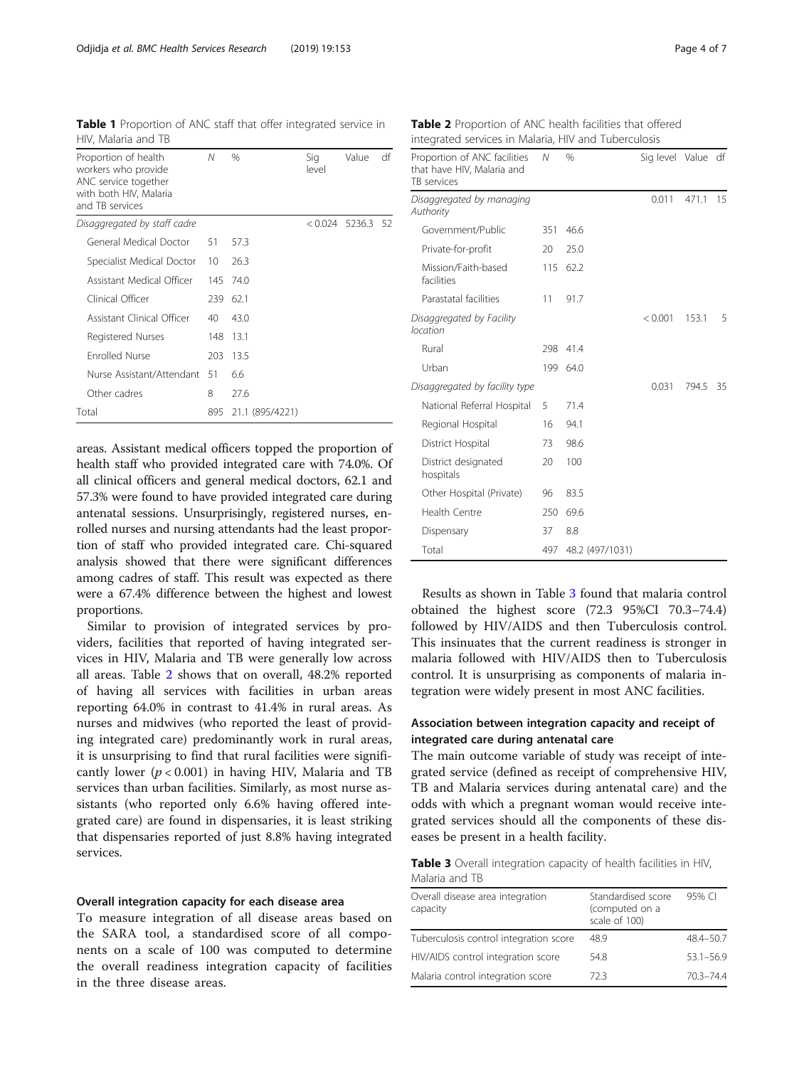**Table 1** Proportion of ANC staff that offer integrated service in HIV, Malaria and TB

| Proportion of health workers who provide ANC service together with both HIV, Malaria and TB services | N | % | Sig level | Value | df |
|---|---|---|---|---|---|
| *Disaggregated by staff cadre* | | | < 0.024 | 5236.3 | 52 |
| General Medical Doctor | 51 | 57.3 | | | |
| Specialist Medical Doctor | 10 | 26.3 | | | |
| Assistant Medical Officer | 145 | 74.0 | | | |
| Clinical Officer | 239 | 62.1 | | | |
| Assistant Clinical Officer | 40 | 43.0 | | | |
| Registered Nurses | 148 | 13.1 | | | |
| Enrolled Nurse | 203 | 13.5 | | | |
| Nurse Assistant/Attendant | 51 | 6.6 | | | |
| Other cadres | 8 | 27.6 | | | |
| Total | 895 | 21.1 (895/4221) | | | |

areas. Assistant medical officers topped the proportion of health staff who provided integrated care with 74.0%. Of all clinical officers and general medical doctors, 62.1 and 57.3% were found to have provided integrated care during antenatal sessions. Unsurprisingly, registered nurses, enrolled nurses and nursing attendants had the least proportion of staff who provided integrated care. Chi-squared analysis showed that there were significant differences among cadres of staff. This result was expected as there were a 67.4% difference between the highest and lowest proportions.

Similar to provision of integrated services by providers, facilities that reported of having integrated services in HIV, Malaria and TB were generally low across all areas. Table 2 shows that on overall, 48.2% reported of having all services with facilities in urban areas reporting 64.0% in contrast to 41.4% in rural areas. As nurses and midwives (who reported the least of providing integrated care) predominantly work in rural areas, it is unsurprising to find that rural facilities were significantly lower ($p < 0.001$) in having HIV, Malaria and TB services than urban facilities. Similarly, as most nurse assistants (who reported only 6.6% having offered integrated care) are found in dispensaries, it is least striking that dispensaries reported of just 8.8% having integrated services.

**Table 2** Proportion of ANC health facilities that offered integrated services in Malaria, HIV and Tuberculosis

| Proportion of ANC facilities that have HIV, Malaria and TB services | N | % | Sig level | Value | df |
|---|---|---|---|---|---|
| *Disaggregated by managing Authority* | | | 0.011 | 471.1 | 15 |
| Government/Public | 351 | 46.6 | | | |
| Private-for-profit | 20 | 25.0 | | | |
| Mission/Faith-based facilities | 115 | 62.2 | | | |
| Parastatal facilities | 11 | 91.7 | | | |
| *Disaggregated by Facility location* | | | < 0.001 | 153.1 | 5 |
| Rural | 298 | 41.4 | | | |
| Urban | 199 | 64.0 | | | |
| *Disaggregated by facility type* | | | 0.031 | 794.5 | 35 |
| National Referral Hospital | 5 | 71.4 | | | |
| Regional Hospital | 16 | 94.1 | | | |
| District Hospital | 73 | 98.6 | | | |
| District designated hospitals | 20 | 100 | | | |
| Other Hospital (Private) | 96 | 83.5 | | | |
| Health Centre | 250 | 69.6 | | | |
| Dispensary | 37 | 8.8 | | | |
| Total | 497 | 48.2 (497/1031) | | | |

Results as shown in Table 3 found that malaria control obtained the highest score (72.3 95%CI 70.3–74.4) followed by HIV/AIDS and then Tuberculosis control. This insinuates that the current readiness is stronger in malaria followed with HIV/AIDS then to Tuberculosis control. It is unsurprising as components of malaria integration were widely present in most ANC facilities.

## Overall integration capacity for each disease area

To measure integration of all disease areas based on the SARA tool, a standardised score of all components on a scale of 100 was computed to determine the overall readiness integration capacity of facilities in the three disease areas.

## Association between integration capacity and receipt of integrated care during antenatal care

The main outcome variable of study was receipt of integrated service (defined as receipt of comprehensive HIV, TB and Malaria services during antenatal care) and the odds with which a pregnant woman would receive integrated services should all the components of these diseases be present in a health facility.

**Table 3** Overall integration capacity of health facilities in HIV, Malaria and TB

| Overall disease area integration capacity | Standardised score (computed on a scale of 100) | 95% CI |
|---|---|---|
| Tuberculosis control integration score | 48.9 | 48.4–50.7 |
| HIV/AIDS control integration score | 54.8 | 53.1–56.9 |
| Malaria control integration score | 72.3 | 70.3–74.4 |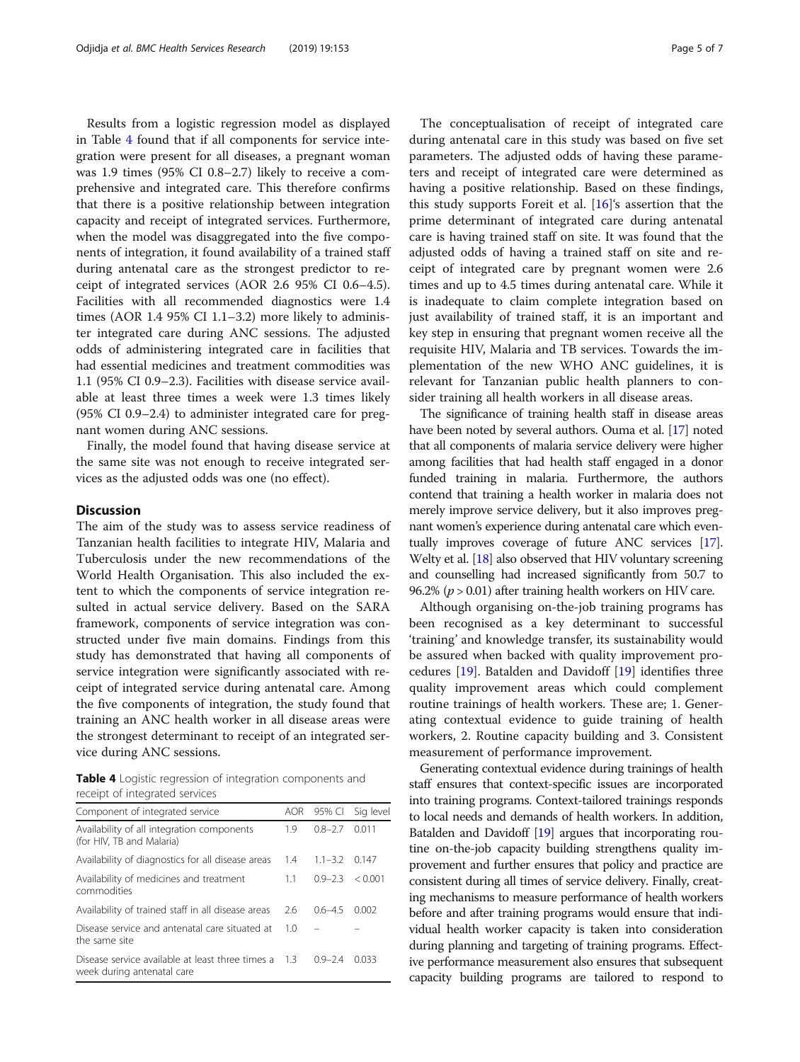Results from a logistic regression model as displayed in Table 4 found that if all components for service integration were present for all diseases, a pregnant woman was 1.9 times (95% CI 0.8–2.7) likely to receive a comprehensive and integrated care. This therefore confirms that there is a positive relationship between integration capacity and receipt of integrated services. Furthermore, when the model was disaggregated into the five components of integration, it found availability of a trained staff during antenatal care as the strongest predictor to receipt of integrated services (AOR 2.6 95% CI 0.6–4.5). Facilities with all recommended diagnostics were 1.4 times (AOR 1.4 95% CI 1.1–3.2) more likely to administer integrated care during ANC sessions. The adjusted odds of administering integrated care in facilities that had essential medicines and treatment commodities was 1.1 (95% CI 0.9–2.3). Facilities with disease service available at least three times a week were 1.3 times likely (95% CI 0.9–2.4) to administer integrated care for pregnant women during ANC sessions.

Finally, the model found that having disease service at the same site was not enough to receive integrated services as the adjusted odds was one (no effect).

## Discussion

The aim of the study was to assess service readiness of Tanzanian health facilities to integrate HIV, Malaria and Tuberculosis under the new recommendations of the World Health Organisation. This also included the extent to which the components of service integration resulted in actual service delivery. Based on the SARA framework, components of service integration was constructed under five main domains. Findings from this study has demonstrated that having all components of service integration were significantly associated with receipt of integrated service during antenatal care. Among the five components of integration, the study found that training an ANC health worker in all disease areas were the strongest determinant to receipt of an integrated service during ANC sessions.

**Table 4** Logistic regression of integration components and receipt of integrated services

| Component of integrated service | AOR | 95% CI | Sig level |
|---|---|---|---|
| Availability of all integration components (for HIV, TB and Malaria) | 1.9 | 0.8–2.7 | 0.011 |
| Availability of diagnostics for all disease areas | 1.4 | 1.1–3.2 | 0.147 |
| Availability of medicines and treatment commodities | 1.1 | 0.9–2.3 | < 0.001 |
| Availability of trained staff in all disease areas | 2.6 | 0.6–4.5 | 0.002 |
| Disease service and antenatal care situated at the same site | 1.0 | – | – |
| Disease service available at least three times a week during antenatal care | 1.3 | 0.9–2.4 | 0.033 |

The conceptualisation of receipt of integrated care during antenatal care in this study was based on five set parameters. The adjusted odds of having these parameters and receipt of integrated care were determined as having a positive relationship. Based on these findings, this study supports Foreit et al. [16]'s assertion that the prime determinant of integrated care during antenatal care is having trained staff on site. It was found that the adjusted odds of having a trained staff on site and receipt of integrated care by pregnant women were 2.6 times and up to 4.5 times during antenatal care. While it is inadequate to claim complete integration based on just availability of trained staff, it is an important and key step in ensuring that pregnant women receive all the requisite HIV, Malaria and TB services. Towards the implementation of the new WHO ANC guidelines, it is relevant for Tanzanian public health planners to consider training all health workers in all disease areas.

The significance of training health staff in disease areas have been noted by several authors. Ouma et al. [17] noted that all components of malaria service delivery were higher among facilities that had health staff engaged in a donor funded training in malaria. Furthermore, the authors contend that training a health worker in malaria does not merely improve service delivery, but it also improves pregnant women's experience during antenatal care which eventually improves coverage of future ANC services [17]. Welty et al. [18] also observed that HIV voluntary screening and counselling had increased significantly from 50.7 to 96.2% ($p > 0.01$) after training health workers on HIV care.

Although organising on-the-job training programs has been recognised as a key determinant to successful 'training' and knowledge transfer, its sustainability would be assured when backed with quality improvement procedures [19]. Batalden and Davidoff [19] identifies three quality improvement areas which could complement routine trainings of health workers. These are; 1. Generating contextual evidence to guide training of health workers, 2. Routine capacity building and 3. Consistent measurement of performance improvement.

Generating contextual evidence during trainings of health staff ensures that context-specific issues are incorporated into training programs. Context-tailored trainings responds to local needs and demands of health workers. In addition, Batalden and Davidoff [19] argues that incorporating routine on-the-job capacity building strengthens quality improvement and further ensures that policy and practice are consistent during all times of service delivery. Finally, creating mechanisms to measure performance of health workers before and after training programs would ensure that individual health worker capacity is taken into consideration during planning and targeting of training programs. Effective performance measurement also ensures that subsequent capacity building programs are tailored to respond to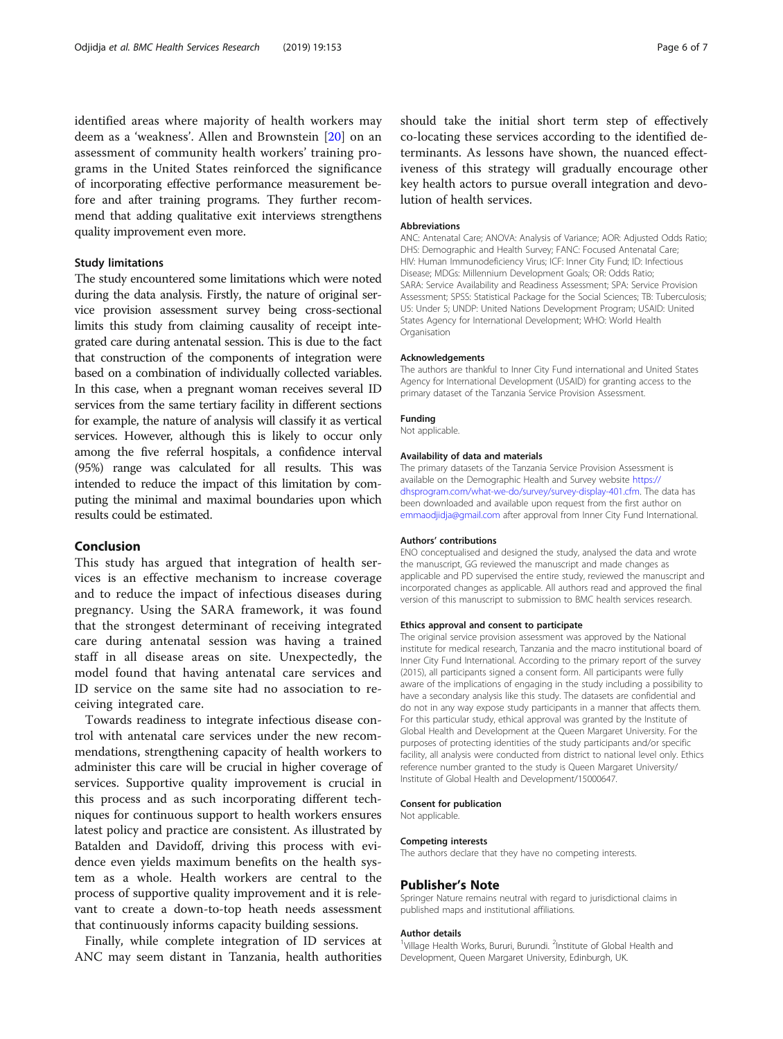identified areas where majority of health workers may deem as a 'weakness'. Allen and Brownstein [20] on an assessment of community health workers' training programs in the United States reinforced the significance of incorporating effective performance measurement before and after training programs. They further recommend that adding qualitative exit interviews strengthens quality improvement even more.

### Study limitations

The study encountered some limitations which were noted during the data analysis. Firstly, the nature of original service provision assessment survey being cross-sectional limits this study from claiming causality of receipt integrated care during antenatal session. This is due to the fact that construction of the components of integration were based on a combination of individually collected variables. In this case, when a pregnant woman receives several ID services from the same tertiary facility in different sections for example, the nature of analysis will classify it as vertical services. However, although this is likely to occur only among the five referral hospitals, a confidence interval (95%) range was calculated for all results. This was intended to reduce the impact of this limitation by computing the minimal and maximal boundaries upon which results could be estimated.

## Conclusion

This study has argued that integration of health services is an effective mechanism to increase coverage and to reduce the impact of infectious diseases during pregnancy. Using the SARA framework, it was found that the strongest determinant of receiving integrated care during antenatal session was having a trained staff in all disease areas on site. Unexpectedly, the model found that having antenatal care services and ID service on the same site had no association to receiving integrated care.

Towards readiness to integrate infectious disease control with antenatal care services under the new recommendations, strengthening capacity of health workers to administer this care will be crucial in higher coverage of services. Supportive quality improvement is crucial in this process and as such incorporating different techniques for continuous support to health workers ensures latest policy and practice are consistent. As illustrated by Batalden and Davidoff, driving this process with evidence even yields maximum benefits on the health system as a whole. Health workers are central to the process of supportive quality improvement and it is relevant to create a down-to-top heath needs assessment that continuously informs capacity building sessions.

Finally, while complete integration of ID services at ANC may seem distant in Tanzania, health authorities should take the initial short term step of effectively co-locating these services according to the identified determinants. As lessons have shown, the nuanced effectiveness of this strategy will gradually encourage other key health actors to pursue overall integration and devolution of health services.

#### Abbreviations

ANC: Antenatal Care; ANOVA: Analysis of Variance; AOR: Adjusted Odds Ratio; DHS: Demographic and Health Survey; FANC: Focused Antenatal Care; HIV: Human Immunodeficiency Virus; ICF: Inner City Fund; ID: Infectious Disease; MDGs: Millennium Development Goals; OR: Odds Ratio; SARA: Service Availability and Readiness Assessment; SPA: Service Provision Assessment; SPSS: Statistical Package for the Social Sciences; TB: Tuberculosis; U5: Under 5; UNDP: United Nations Development Program; USAID: United States Agency for International Development; WHO: World Health Organisation

#### Acknowledgements

The authors are thankful to Inner City Fund international and United States Agency for International Development (USAID) for granting access to the primary dataset of the Tanzania Service Provision Assessment.

#### Funding

Not applicable.

#### Availability of data and materials

The primary datasets of the Tanzania Service Provision Assessment is available on the Demographic Health and Survey website https://dhsprogram.com/what-we-do/survey/survey-display-401.cfm. The data has been downloaded and available upon request from the first author on emmaodjidja@gmail.com after approval from Inner City Fund International.

#### Authors' contributions

ENO conceptualised and designed the study, analysed the data and wrote the manuscript, GG reviewed the manuscript and made changes as applicable and PD supervised the entire study, reviewed the manuscript and incorporated changes as applicable. All authors read and approved the final version of this manuscript to submission to BMC health services research.

#### Ethics approval and consent to participate

The original service provision assessment was approved by the National institute for medical research, Tanzania and the macro institutional board of Inner City Fund International. According to the primary report of the survey (2015), all participants signed a consent form. All participants were fully aware of the implications of engaging in the study including a possibility to have a secondary analysis like this study. The datasets are confidential and do not in any way expose study participants in a manner that affects them. For this particular study, ethical approval was granted by the Institute of Global Health and Development at the Queen Margaret University. For the purposes of protecting identities of the study participants and/or specific facility, all analysis were conducted from district to national level only. Ethics reference number granted to the study is Queen Margaret University/Institute of Global Health and Development/15000647.

#### Consent for publication

Not applicable.

#### Competing interests

The authors declare that they have no competing interests.

## Publisher's Note

Springer Nature remains neutral with regard to jurisdictional claims in published maps and institutional affiliations.

#### Author details

[1]Village Health Works, Bururi, Burundi. [2]Institute of Global Health and Development, Queen Margaret University, Edinburgh, UK.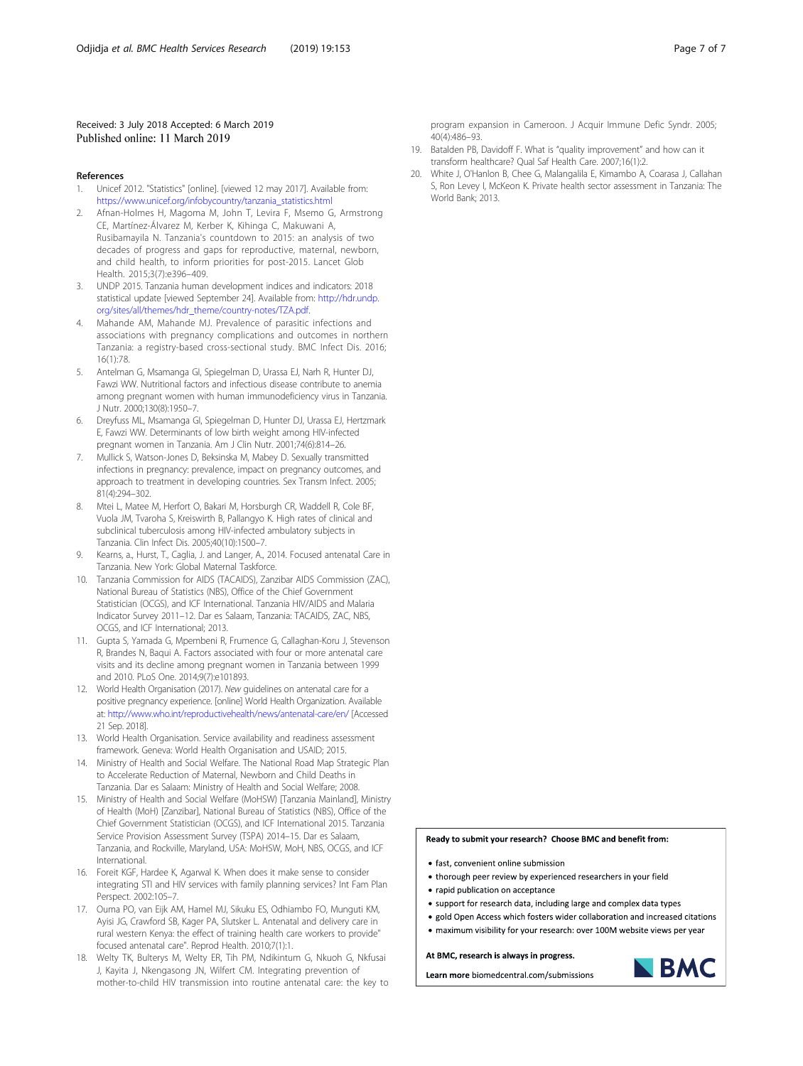Received: 3 July 2018 Accepted: 6 March 2019
Published online: 11 March 2019

## References

1. Unicef 2012. "Statistics" [online]. [viewed 12 may 2017]. Available from: https://www.unicef.org/infobycountry/tanzania_statistics.html
2. Afnan-Holmes H, Magoma M, John T, Levira F, Msemo G, Armstrong CE, Martínez-Álvarez M, Kerber K, Kihinga C, Makuwani A, Rusibamayila N. Tanzania's countdown to 2015: an analysis of two decades of progress and gaps for reproductive, maternal, newborn, and child health, to inform priorities for post-2015. Lancet Glob Health. 2015;3(7):e396–409.
3. UNDP 2015. Tanzania human development indices and indicators: 2018 statistical update [viewed September 24]. Available from: http://hdr.undp.org/sites/all/themes/hdr_theme/country-notes/TZA.pdf.
4. Mahande AM, Mahande MJ. Prevalence of parasitic infections and associations with pregnancy complications and outcomes in northern Tanzania: a registry-based cross-sectional study. BMC Infect Dis. 2016;16(1):78.
5. Antelman G, Msamanga GI, Spiegelman D, Urassa EJ, Narh R, Hunter DJ, Fawzi WW. Nutritional factors and infectious disease contribute to anemia among pregnant women with human immunodeficiency virus in Tanzania. J Nutr. 2000;130(8):1950–7.
6. Dreyfuss ML, Msamanga GI, Spiegelman D, Hunter DJ, Urassa EJ, Hertzmark E, Fawzi WW. Determinants of low birth weight among HIV-infected pregnant women in Tanzania. Am J Clin Nutr. 2001;74(6):814–26.
7. Mullick S, Watson-Jones D, Beksinska M, Mabey D. Sexually transmitted infections in pregnancy: prevalence, impact on pregnancy outcomes, and approach to treatment in developing countries. Sex Transm Infect. 2005;81(4):294–302.
8. Mtei L, Matee M, Herfort O, Bakari M, Horsburgh CR, Waddell R, Cole BF, Vuola JM, Tvaroha S, Kreiswirth B, Pallangyo K. High rates of clinical and subclinical tuberculosis among HIV-infected ambulatory subjects in Tanzania. Clin Infect Dis. 2005;40(10):1500–7.
9. Kearns, a., Hurst, T., Caglia, J. and Langer, A., 2014. Focused antenatal Care in Tanzania. New York: Global Maternal Taskforce.
10. Tanzania Commission for AIDS (TACAIDS), Zanzibar AIDS Commission (ZAC), National Bureau of Statistics (NBS), Office of the Chief Government Statistician (OCGS), and ICF International. Tanzania HIV/AIDS and Malaria Indicator Survey 2011–12. Dar es Salaam, Tanzania: TACAIDS, ZAC, NBS, OCGS, and ICF International; 2013.
11. Gupta S, Yamada G, Mpembeni R, Frumence G, Callaghan-Koru J, Stevenson R, Brandes N, Baqui A. Factors associated with four or more antenatal care visits and its decline among pregnant women in Tanzania between 1999 and 2010. PLoS One. 2014;9(7):e101893.
12. World Health Organisation (2017). *New* guidelines on antenatal care for a positive pregnancy experience. [online] World Health Organization. Available at: http://www.who.int/reproductivehealth/news/antenatal-care/en/ [Accessed 21 Sep. 2018].
13. World Health Organisation. Service availability and readiness assessment framework. Geneva: World Health Organisation and USAID; 2015.
14. Ministry of Health and Social Welfare. The National Road Map Strategic Plan to Accelerate Reduction of Maternal, Newborn and Child Deaths in Tanzania. Dar es Salaam: Ministry of Health and Social Welfare; 2008.
15. Ministry of Health and Social Welfare (MoHSW) [Tanzania Mainland], Ministry of Health (MoH) [Zanzibar], National Bureau of Statistics (NBS), Office of the Chief Government Statistician (OCGS), and ICF International 2015. Tanzania Service Provision Assessment Survey (TSPA) 2014–15. Dar es Salaam, Tanzania, and Rockville, Maryland, USA: MoHSW, MoH, NBS, OCGS, and ICF International.
16. Foreit KGF, Hardee K, Agarwal K. When does it make sense to consider integrating STI and HIV services with family planning services? Int Fam Plan Perspect. 2002:105–7.
17. Ouma PO, van Eijk AM, Hamel MJ, Sikuku ES, Odhiambo FO, Munguti KM, Ayisi JG, Crawford SB, Kager PA, Slutsker L. Antenatal and delivery care in rural western Kenya: the effect of training health care workers to provide" focused antenatal care". Reprod Health. 2010;7(1):1.
18. Welty TK, Bulterys M, Welty ER, Tih PM, Ndikintum G, Nkuoh G, Nkfusai J, Kayita J, Nkengasong JN, Wilfert CM. Integrating prevention of mother-to-child HIV transmission into routine antenatal care: the key to program expansion in Cameroon. J Acquir Immune Defic Syndr. 2005;40(4):486–93.
19. Batalden PB, Davidoff F. What is "quality improvement" and how can it transform healthcare? Qual Saf Health Care. 2007;16(1):2.
20. White J, O'Hanlon B, Chee G, Malangalila E, Kimambo A, Coarasa J, Callahan S, Ron Levey I, McKeon K. Private health sector assessment in Tanzania: The World Bank; 2013.

**Ready to submit your research? Choose BMC and benefit from:**

- fast, convenient online submission
- thorough peer review by experienced researchers in your field
- rapid publication on acceptance
- support for research data, including large and complex data types
- gold Open Access which fosters wider collaboration and increased citations
- maximum visibility for your research: over 100M website views per year

**At BMC, research is always in progress.**

**Learn more** biomedcentral.com/submissions

BMC